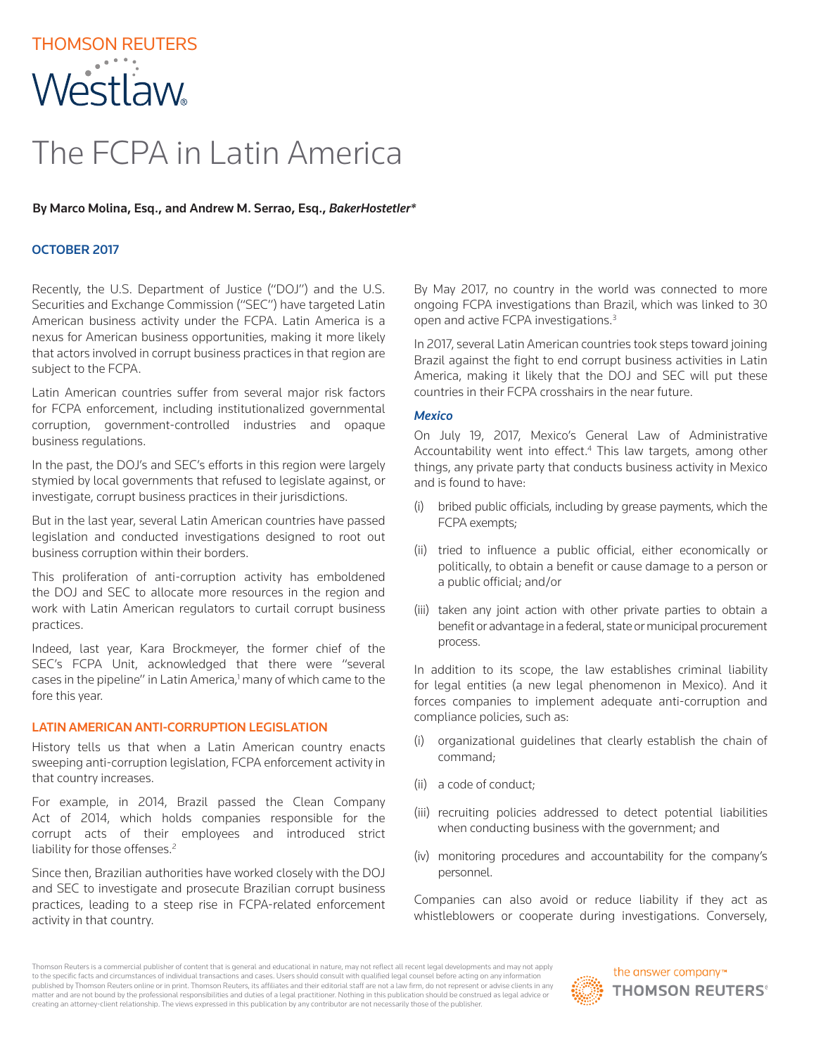THOMSON REUTERS

Westlaw

# The FCPA in Latin America

**By Marco Molina, Esq., and Andrew M. Serrao, Esq., *BakerHostetler****

**OCTOBER 2017**

Recently, the U.S. Department of Justice ("DOJ") and the U.S. Securities and Exchange Commission ("SEC") have targeted Latin American business activity under the FCPA. Latin America is a nexus for American business opportunities, making it more likely that actors involved in corrupt business practices in that region are subject to the FCPA.

Latin American countries suffer from several major risk factors for FCPA enforcement, including institutionalized governmental corruption, government-controlled industries and opaque business regulations.

In the past, the DOJ's and SEC's efforts in this region were largely stymied by local governments that refused to legislate against, or investigate, corrupt business practices in their jurisdictions.

But in the last year, several Latin American countries have passed legislation and conducted investigations designed to root out business corruption within their borders.

This proliferation of anti-corruption activity has emboldened the DOJ and SEC to allocate more resources in the region and work with Latin American regulators to curtail corrupt business practices.

Indeed, last year, Kara Brockmeyer, the former chief of the SEC's FCPA Unit, acknowledged that there were "several cases in the pipeline" in Latin America,[1] many of which came to the fore this year.

## LATIN AMERICAN ANTI-CORRUPTION LEGISLATION

History tells us that when a Latin American country enacts sweeping anti-corruption legislation, FCPA enforcement activity in that country increases.

For example, in 2014, Brazil passed the Clean Company Act of 2014, which holds companies responsible for the corrupt acts of their employees and introduced strict liability for those offenses.[2]

Since then, Brazilian authorities have worked closely with the DOJ and SEC to investigate and prosecute Brazilian corrupt business practices, leading to a steep rise in FCPA-related enforcement activity in that country.

By May 2017, no country in the world was connected to more ongoing FCPA investigations than Brazil, which was linked to 30 open and active FCPA investigations.[3]

In 2017, several Latin American countries took steps toward joining Brazil against the fight to end corrupt business activities in Latin America, making it likely that the DOJ and SEC will put these countries in their FCPA crosshairs in the near future.

### *Mexico*

On July 19, 2017, Mexico's General Law of Administrative Accountability went into effect.[4] This law targets, among other things, any private party that conducts business activity in Mexico and is found to have:

(i) bribed public officials, including by grease payments, which the FCPA exempts;

(ii) tried to influence a public official, either economically or politically, to obtain a benefit or cause damage to a person or a public official; and/or

(iii) taken any joint action with other private parties to obtain a benefit or advantage in a federal, state or municipal procurement process.

In addition to its scope, the law establishes criminal liability for legal entities (a new legal phenomenon in Mexico). And it forces companies to implement adequate anti-corruption and compliance policies, such as:

(i) organizational guidelines that clearly establish the chain of command;

(ii) a code of conduct;

(iii) recruiting policies addressed to detect potential liabilities when conducting business with the government; and

(iv) monitoring procedures and accountability for the company's personnel.

Companies can also avoid or reduce liability if they act as whistleblowers or cooperate during investigations. Conversely,

Thomson Reuters is a commercial publisher of content that is general and educational in nature, may not reflect all recent legal developments and may not apply to the specific facts and circumstances of individual transactions and cases. Users should consult with qualified legal counsel before acting on any information published by Thomson Reuters online or in print. Thomson Reuters, its affiliates and their editorial staff are not a law firm, do not represent or advise clients in any matter and are not bound by the professional responsibilities and duties of a legal practitioner. Nothing in this publication should be construed as legal advice or creating an attorney-client relationship. The views expressed in this publication by any contributor are not necessarily those of the publisher.

the answer company™ THOMSON REUTERS®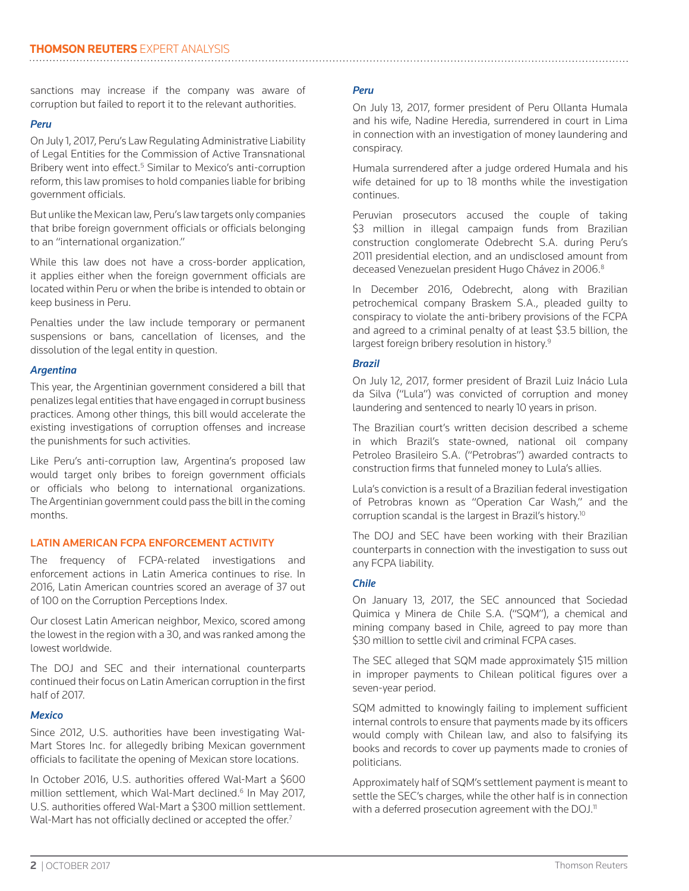sanctions may increase if the company was aware of corruption but failed to report it to the relevant authorities.

### *Peru*

On July 1, 2017, Peru's Law Regulating Administrative Liability of Legal Entities for the Commission of Active Transnational Bribery went into effect.[5] Similar to Mexico's anti-corruption reform, this law promises to hold companies liable for bribing government officials.

But unlike the Mexican law, Peru's law targets only companies that bribe foreign government officials or officials belonging to an "international organization."

While this law does not have a cross-border application, it applies either when the foreign government officials are located within Peru or when the bribe is intended to obtain or keep business in Peru.

Penalties under the law include temporary or permanent suspensions or bans, cancellation of licenses, and the dissolution of the legal entity in question.

### *Argentina*

This year, the Argentinian government considered a bill that penalizes legal entities that have engaged in corrupt business practices. Among other things, this bill would accelerate the existing investigations of corruption offenses and increase the punishments for such activities.

Like Peru's anti-corruption law, Argentina's proposed law would target only bribes to foreign government officials or officials who belong to international organizations. The Argentinian government could pass the bill in the coming months.

## LATIN AMERICAN FCPA ENFORCEMENT ACTIVITY

The frequency of FCPA-related investigations and enforcement actions in Latin America continues to rise. In 2016, Latin American countries scored an average of 37 out of 100 on the Corruption Perceptions Index.

Our closest Latin American neighbor, Mexico, scored among the lowest in the region with a 30, and was ranked among the lowest worldwide.

The DOJ and SEC and their international counterparts continued their focus on Latin American corruption in the first half of 2017.

### *Mexico*

Since 2012, U.S. authorities have been investigating Wal-Mart Stores Inc. for allegedly bribing Mexican government officials to facilitate the opening of Mexican store locations.

In October 2016, U.S. authorities offered Wal-Mart a $600 million settlement, which Wal-Mart declined.[6] In May 2017, U.S. authorities offered Wal-Mart a $300 million settlement. Wal-Mart has not officially declined or accepted the offer.[7]

### *Peru*

On July 13, 2017, former president of Peru Ollanta Humala and his wife, Nadine Heredia, surrendered in court in Lima in connection with an investigation of money laundering and conspiracy.

Humala surrendered after a judge ordered Humala and his wife detained for up to 18 months while the investigation continues.

Peruvian prosecutors accused the couple of taking $3 million in illegal campaign funds from Brazilian construction conglomerate Odebrecht S.A. during Peru's 2011 presidential election, and an undisclosed amount from deceased Venezuelan president Hugo Chávez in 2006.[8]

In December 2016, Odebrecht, along with Brazilian petrochemical company Braskem S.A., pleaded guilty to conspiracy to violate the anti-bribery provisions of the FCPA and agreed to a criminal penalty of at least $3.5 billion, the largest foreign bribery resolution in history.[9]

### *Brazil*

On July 12, 2017, former president of Brazil Luiz Inácio Lula da Silva ("Lula") was convicted of corruption and money laundering and sentenced to nearly 10 years in prison.

The Brazilian court's written decision described a scheme in which Brazil's state-owned, national oil company Petroleo Brasileiro S.A. ("Petrobras") awarded contracts to construction firms that funneled money to Lula's allies.

Lula's conviction is a result of a Brazilian federal investigation of Petrobras known as "Operation Car Wash," and the corruption scandal is the largest in Brazil's history.[10]

The DOJ and SEC have been working with their Brazilian counterparts in connection with the investigation to suss out any FCPA liability.

### *Chile*

On January 13, 2017, the SEC announced that Sociedad Quimica y Minera de Chile S.A. ("SQM"), a chemical and mining company based in Chile, agreed to pay more than $30 million to settle civil and criminal FCPA cases.

The SEC alleged that SQM made approximately $15 million in improper payments to Chilean political figures over a seven-year period.

SQM admitted to knowingly failing to implement sufficient internal controls to ensure that payments made by its officers would comply with Chilean law, and also to falsifying its books and records to cover up payments made to cronies of politicians.

Approximately half of SQM's settlement payment is meant to settle the SEC's charges, while the other half is in connection with a deferred prosecution agreement with the DOJ.[11]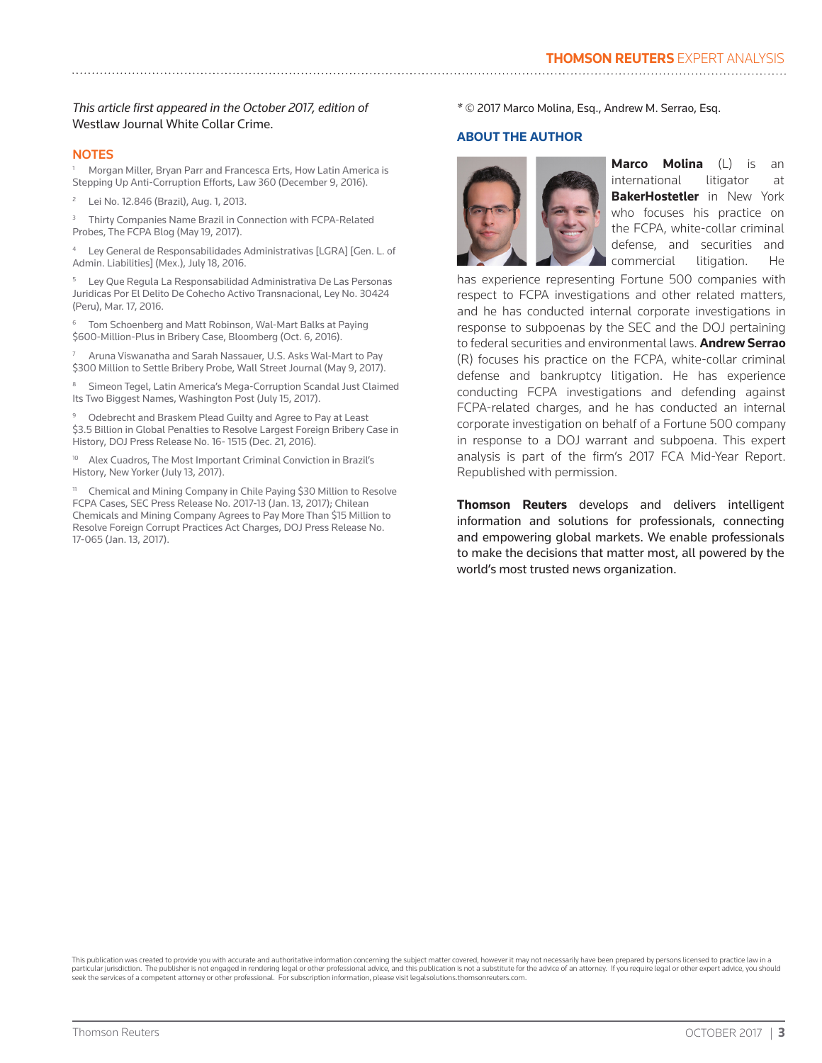*This article first appeared in the October 2017, edition of* Westlaw Journal White Collar Crime.

## NOTES

1. Morgan Miller, Bryan Parr and Francesca Erts, How Latin America is Stepping Up Anti-Corruption Efforts, Law 360 (December 9, 2016).

2. Lei No. 12.846 (Brazil), Aug. 1, 2013.

3. Thirty Companies Name Brazil in Connection with FCPA-Related Probes, The FCPA Blog (May 19, 2017).

4. Ley General de Responsabilidades Administrativas [LGRA] [Gen. L. of Admin. Liabilities] (Mex.), July 18, 2016.

5. Ley Que Regula La Responsabilidad Administrativa De Las Personas Juridicas Por El Delito De Cohecho Activo Transnacional, Ley No. 30424 (Peru), Mar. 17, 2016.

6. Tom Schoenberg and Matt Robinson, Wal-Mart Balks at Paying $600-Million-Plus in Bribery Case, Bloomberg (Oct. 6, 2016).

7. Aruna Viswanatha and Sarah Nassauer, U.S. Asks Wal-Mart to Pay $300 Million to Settle Bribery Probe, Wall Street Journal (May 9, 2017).

8. Simeon Tegel, Latin America's Mega-Corruption Scandal Just Claimed Its Two Biggest Names, Washington Post (July 15, 2017).

9. Odebrecht and Braskem Plead Guilty and Agree to Pay at Least $3.5 Billion in Global Penalties to Resolve Largest Foreign Bribery Case in History, DOJ Press Release No. 16- 1515 (Dec. 21, 2016).

10. Alex Cuadros, The Most Important Criminal Conviction in Brazil's History, New Yorker (July 13, 2017).

11. Chemical and Mining Company in Chile Paying $30 Million to Resolve FCPA Cases, SEC Press Release No. 2017-13 (Jan. 13, 2017); Chilean Chemicals and Mining Company Agrees to Pay More Than $15 Million to Resolve Foreign Corrupt Practices Act Charges, DOJ Press Release No. 17-065 (Jan. 13, 2017).

* © 2017 Marco Molina, Esq., Andrew M. Serrao, Esq.

## ABOUT THE AUTHOR

**Marco Molina** (L) is an international litigator at **BakerHostetler** in New York who focuses his practice on the FCPA, white-collar criminal defense, and securities and commercial litigation. He has experience representing Fortune 500 companies with respect to FCPA investigations and other related matters, and he has conducted internal corporate investigations in response to subpoenas by the SEC and the DOJ pertaining to federal securities and environmental laws. **Andrew Serrao** (R) focuses his practice on the FCPA, white-collar criminal defense and bankruptcy litigation. He has experience conducting FCPA investigations and defending against FCPA-related charges, and he has conducted an internal corporate investigation on behalf of a Fortune 500 company in response to a DOJ warrant and subpoena. This expert analysis is part of the firm's 2017 FCA Mid-Year Report. Republished with permission.

**Thomson Reuters** develops and delivers intelligent information and solutions for professionals, connecting and empowering global markets. We enable professionals to make the decisions that matter most, all powered by the world's most trusted news organization.

This publication was created to provide you with accurate and authoritative information concerning the subject matter covered, however it may not necessarily have been prepared by persons licensed to practice law in a particular jurisdiction. The publisher is not engaged in rendering legal or other professional advice, and this publication is not a substitute for the advice of an attorney. If you require legal or other expert advice, you should seek the services of a competent attorney or other professional. For subscription information, please visit legalsolutions.thomsonreuters.com.